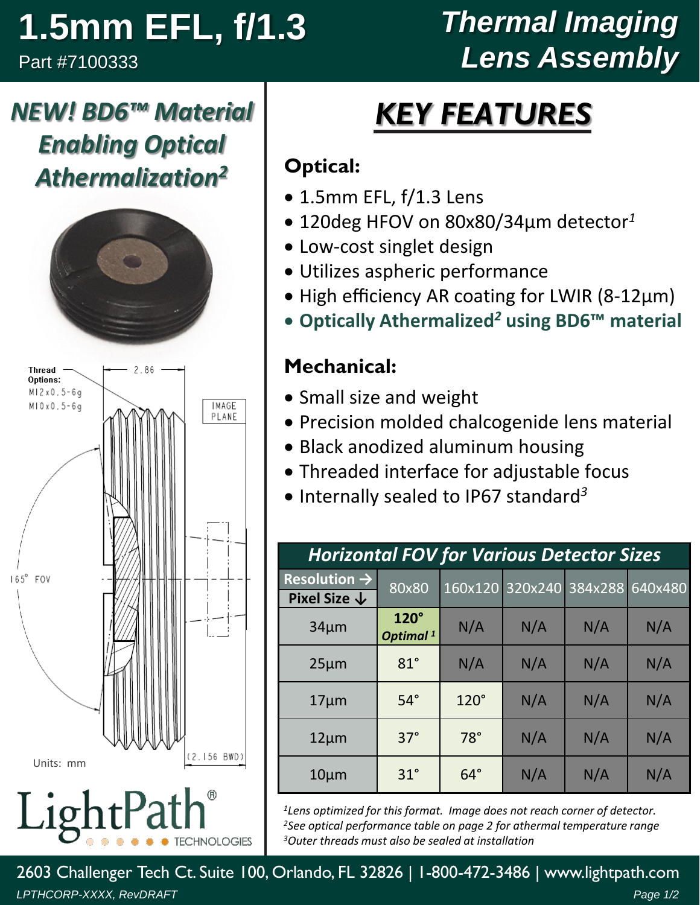# 1.5mm EFL, f/1.3

Part #7100333

# Thermal Imaging Lens Assembly

## *NEW! BD6™ Material Enabling Optical Athermalization[2]*

Thread Options:
M12x0.5-6g
M10x0.5-6g

2.86

IMAGE PLANE

165° FOV

(2.156 BWD)

Units: mm

LightPath® TECHNOLOGIES

## *KEY FEATURES*

### Optical:

- 1.5mm EFL, f/1.3 Lens
- 120deg HFOV on 80x80/34µm detector[1]
- Low-cost singlet design
- Utilizes aspheric performance
- High efficiency AR coating for LWIR (8-12µm)
- **Optically Athermalized[2] using BD6™ material**

### Mechanical:

- Small size and weight
- Precision molded chalcogenide lens material
- Black anodized aluminum housing
- Threaded interface for adjustable focus
- Internally sealed to IP67 standard[3]

**Horizontal FOV for Various Detector Sizes**

| Resolution → / Pixel Size ↓ | 80x80 | 160x120 | 320x240 | 384x288 | 640x480 |
|---|---|---|---|---|---|
| 34µm | **120°** ***Optimal [1]*** | N/A | N/A | N/A | N/A |
| 25µm | 81° | N/A | N/A | N/A | N/A |
| 17µm | 54° | 120° | N/A | N/A | N/A |
| 12µm | 37° | 78° | N/A | N/A | N/A |
| 10µm | 31° | 64° | N/A | N/A | N/A |

*[1]Lens optimized for this format. Image does not reach corner of detector.*
*[2]See optical performance table on page 2 for athermal temperature range*
*[3]Outer threads must also be sealed at installation*

2603 Challenger Tech Ct. Suite 100, Orlando, FL 32826 | 1-800-472-3486 | www.lightpath.com

*LPTHCORP-XXXX, RevDRAFT*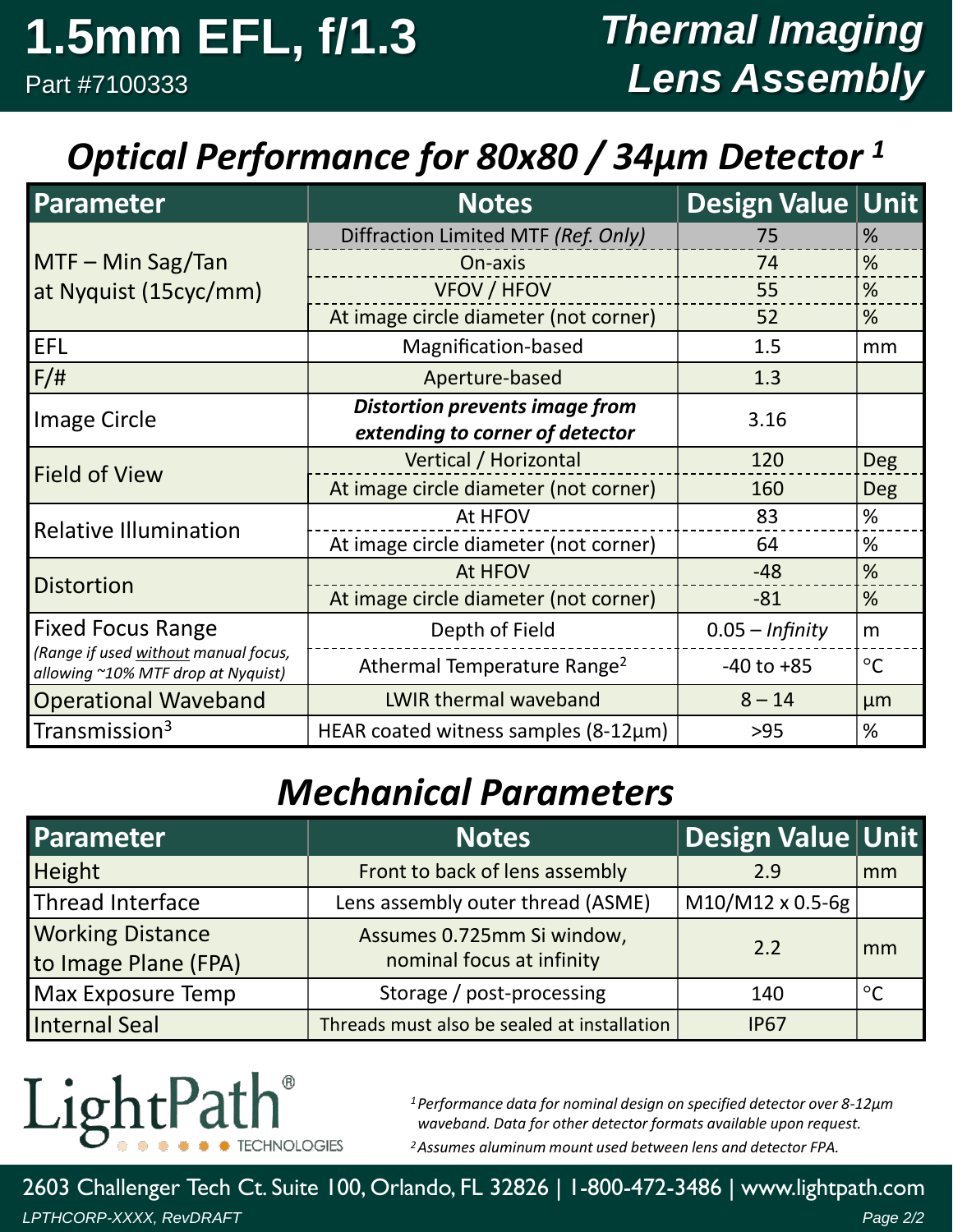# 1.5mm EFL, f/1.3

Part #7100333

# Thermal Imaging Lens Assembly

## Optical Performance for 80x80 / 34µm Detector [1]

| Parameter | Notes | Design Value | Unit |
|---|---|---|---|
| MTF – Min Sag/Tan at Nyquist (15cyc/mm) | Diffraction Limited MTF *(Ref. Only)* | 75 | % |
| | On-axis | 74 | % |
| | VFOV / HFOV | 55 | % |
| | At image circle diameter (not corner) | 52 | % |
| EFL | Magnification-based | 1.5 | mm |
| F/# | Aperture-based | 1.3 | |
| Image Circle | ***Distortion prevents image from extending to corner of detector*** | 3.16 | |
| Field of View | Vertical / Horizontal | 120 | Deg |
| | At image circle diameter (not corner) | 160 | Deg |
| Relative Illumination | At HFOV | 83 | % |
| | At image circle diameter (not corner) | 64 | % |
| Distortion | At HFOV | -48 | % |
| | At image circle diameter (not corner) | -81 | % |
| Fixed Focus Range *(Range if used without manual focus, allowing ~10% MTF drop at Nyquist)* | Depth of Field | 0.05 – *Infinity* | m |
| | Athermal Temperature Range[2] | -40 to +85 | °C |
| Operational Waveband | LWIR thermal waveband | 8 – 14 | µm |
| Transmission[3] | HEAR coated witness samples (8-12µm) | >95 | % |

## Mechanical Parameters

| Parameter | Notes | Design Value | Unit |
|---|---|---|---|
| Height | Front to back of lens assembly | 2.9 | mm |
| Thread Interface | Lens assembly outer thread (ASME) | M10/M12 x 0.5-6g | |
| Working Distance to Image Plane (FPA) | Assumes 0.725mm Si window, nominal focus at infinity | 2.2 | mm |
| Max Exposure Temp | Storage / post-processing | 140 | °C |
| Internal Seal | Threads must also be sealed at installation | IP67 | |

LightPath® TECHNOLOGIES

*[1] Performance data for nominal design on specified detector over 8-12µm waveband. Data for other detector formats available upon request.*

*[2] Assumes aluminum mount used between lens and detector FPA.*

2603 Challenger Tech Ct. Suite 100, Orlando, FL 32826 | 1-800-472-3486 | www.lightpath.com

LPTHCORP-XXXX, RevDRAFT